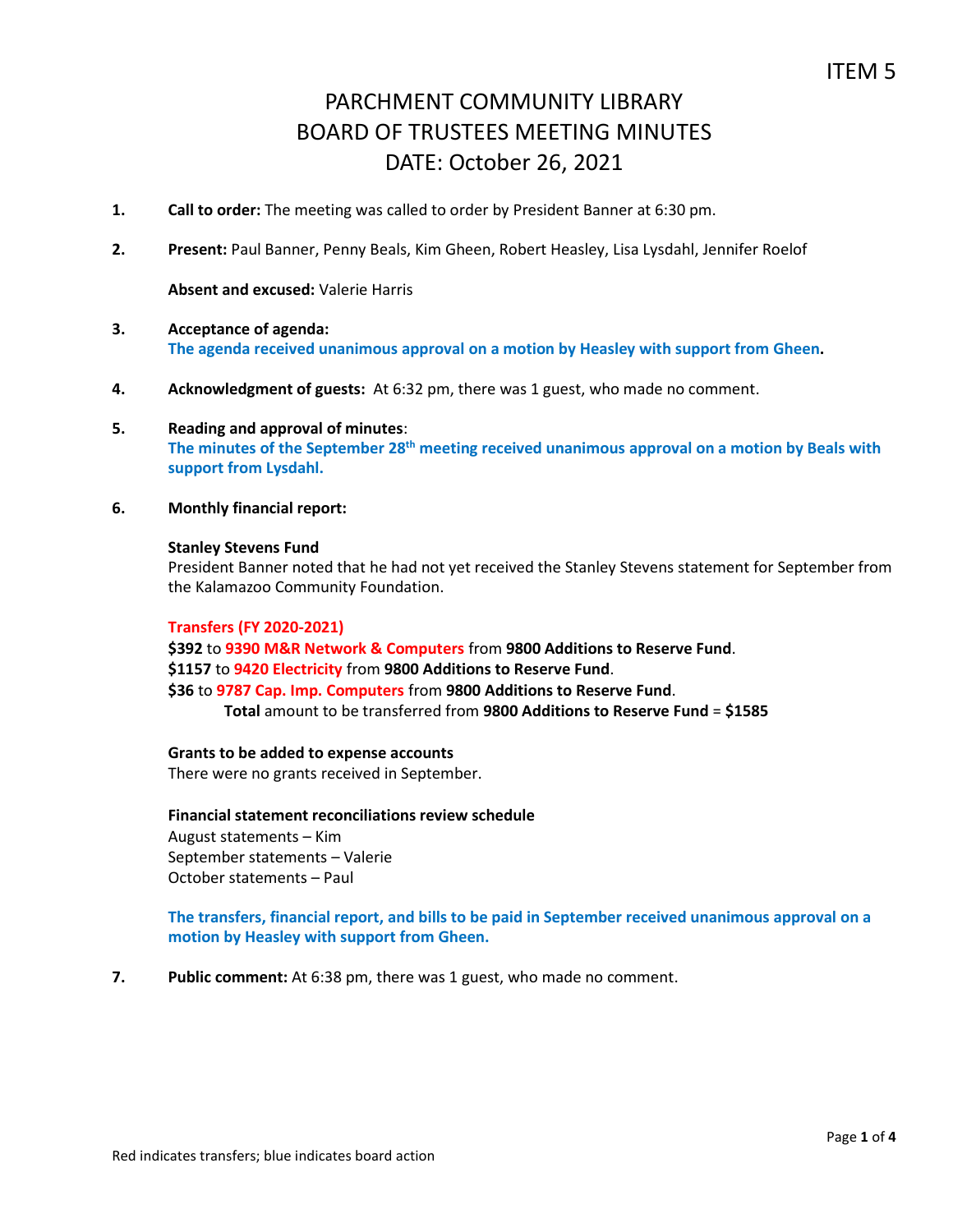ITEM 5

# PARCHMENT COMMUNITY LIBRARY
# BOARD OF TRUSTEES MEETING MINUTES
# DATE: October 26, 2021

1. **Call to order:** The meeting was called to order by President Banner at 6:30 pm.

2. **Present:** Paul Banner, Penny Beals, Kim Gheen, Robert Heasley, Lisa Lysdahl, Jennifer Roelof

   **Absent and excused:** Valerie Harris

3. **Acceptance of agenda:**
   **The agenda received unanimous approval on a motion by Heasley with support from Gheen.**

4. **Acknowledgment of guests:** At 6:32 pm, there was 1 guest, who made no comment.

5. **Reading and approval of minutes**:
   **The minutes of the September 28th meeting received unanimous approval on a motion by Beals with support from Lysdahl.**

6. **Monthly financial report:**

   **Stanley Stevens Fund**
   President Banner noted that he had not yet received the Stanley Stevens statement for September from the Kalamazoo Community Foundation.

   **Transfers (FY 2020-2021)**
   **$392** to **9390 M&R Network & Computers** from **9800 Additions to Reserve Fund**.
   **$1157** to **9420 Electricity** from **9800 Additions to Reserve Fund**.
   **$36** to **9787 Cap. Imp. Computers** from **9800 Additions to Reserve Fund**.
   **Total** amount to be transferred from **9800 Additions to Reserve Fund** = **$1585**

   **Grants to be added to expense accounts**
   There were no grants received in September.

   **Financial statement reconciliations review schedule**
   August statements – Kim
   September statements – Valerie
   October statements – Paul

   **The transfers, financial report, and bills to be paid in September received unanimous approval on a motion by Heasley with support from Gheen.**

7. **Public comment:** At 6:38 pm, there was 1 guest, who made no comment.

Red indicates transfers; blue indicates board action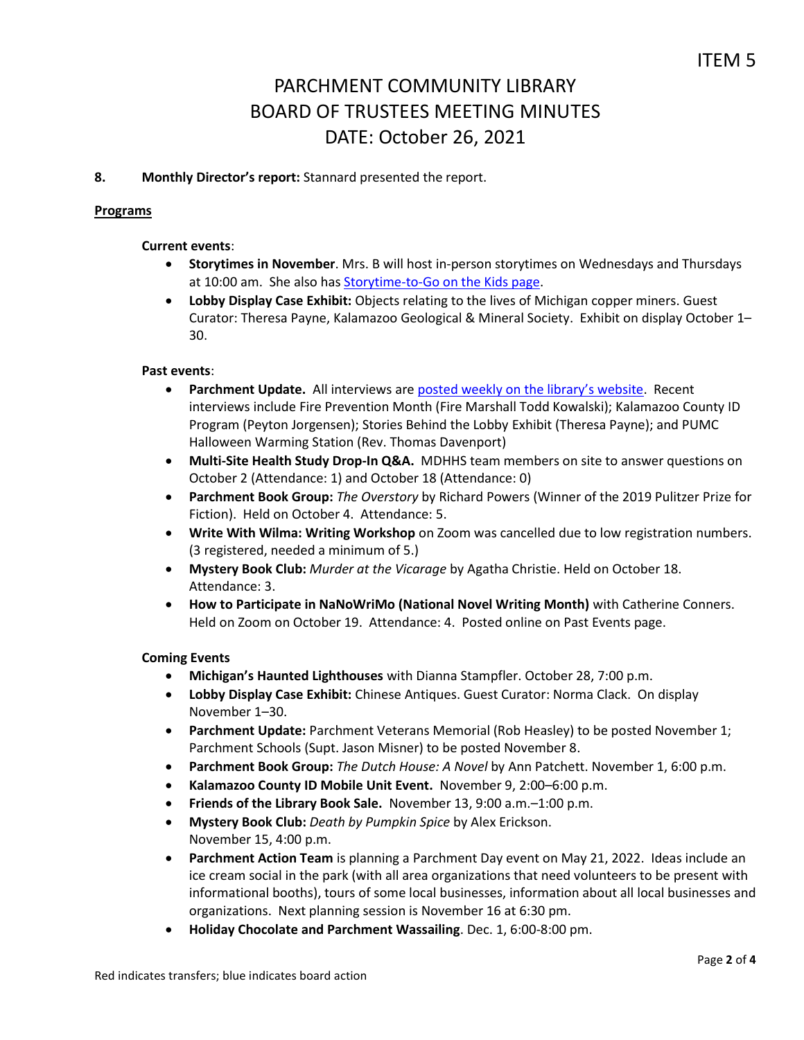ITEM 5

# PARCHMENT COMMUNITY LIBRARY
# BOARD OF TRUSTEES MEETING MINUTES
# DATE: October 26, 2021

**8. Monthly Director's report:** Stannard presented the report.

**Programs**

**Current events**:

- **Storytimes in November**. Mrs. B will host in-person storytimes on Wednesdays and Thursdays at 10:00 am. She also has Storytime-to-Go on the Kids page.
- **Lobby Display Case Exhibit:** Objects relating to the lives of Michigan copper miners. Guest Curator: Theresa Payne, Kalamazoo Geological & Mineral Society. Exhibit on display October 1–30.

**Past events**:

- **Parchment Update.** All interviews are posted weekly on the library's website. Recent interviews include Fire Prevention Month (Fire Marshall Todd Kowalski); Kalamazoo County ID Program (Peyton Jorgensen); Stories Behind the Lobby Exhibit (Theresa Payne); and PUMC Halloween Warming Station (Rev. Thomas Davenport)
- **Multi-Site Health Study Drop-In Q&A.** MDHHS team members on site to answer questions on October 2 (Attendance: 1) and October 18 (Attendance: 0)
- **Parchment Book Group:** *The Overstory* by Richard Powers (Winner of the 2019 Pulitzer Prize for Fiction). Held on October 4. Attendance: 5.
- **Write With Wilma: Writing Workshop** on Zoom was cancelled due to low registration numbers. (3 registered, needed a minimum of 5.)
- **Mystery Book Club:** *Murder at the Vicarage* by Agatha Christie. Held on October 18. Attendance: 3.
- **How to Participate in NaNoWriMo (National Novel Writing Month)** with Catherine Conners. Held on Zoom on October 19. Attendance: 4. Posted online on Past Events page.

**Coming Events**

- **Michigan's Haunted Lighthouses** with Dianna Stampfler. October 28, 7:00 p.m.
- **Lobby Display Case Exhibit:** Chinese Antiques. Guest Curator: Norma Clack. On display November 1–30.
- **Parchment Update:** Parchment Veterans Memorial (Rob Heasley) to be posted November 1; Parchment Schools (Supt. Jason Misner) to be posted November 8.
- **Parchment Book Group:** *The Dutch House: A Novel* by Ann Patchett. November 1, 6:00 p.m.
- **Kalamazoo County ID Mobile Unit Event.** November 9, 2:00–6:00 p.m.
- **Friends of the Library Book Sale.** November 13, 9:00 a.m.–1:00 p.m.
- **Mystery Book Club:** *Death by Pumpkin Spice* by Alex Erickson. November 15, 4:00 p.m.
- **Parchment Action Team** is planning a Parchment Day event on May 21, 2022. Ideas include an ice cream social in the park (with all area organizations that need volunteers to be present with informational booths), tours of some local businesses, information about all local businesses and organizations. Next planning session is November 16 at 6:30 pm.
- **Holiday Chocolate and Parchment Wassailing**. Dec. 1, 6:00-8:00 pm.

Red indicates transfers; blue indicates board action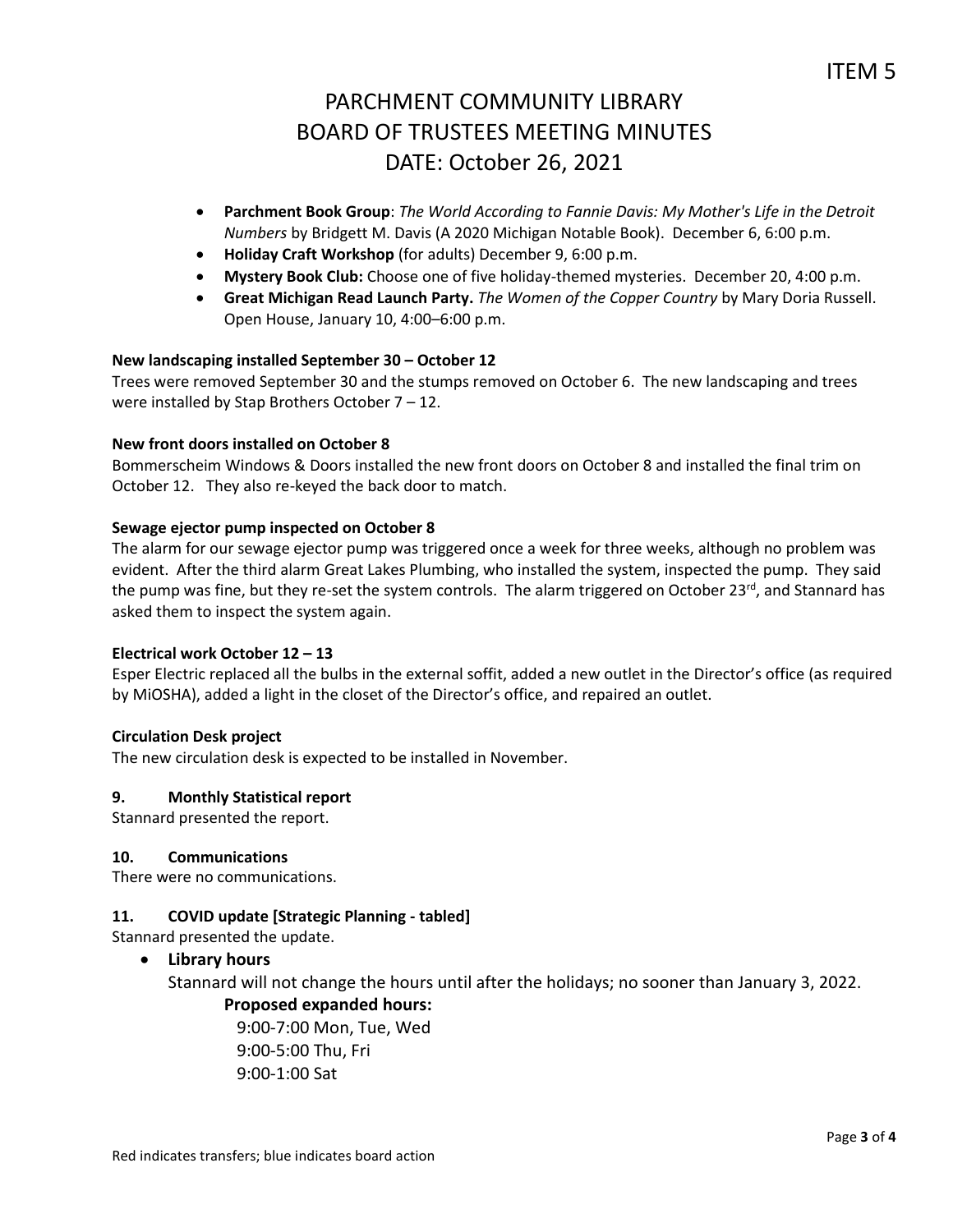- **Parchment Book Group**: *The World According to Fannie Davis: My Mother's Life in the Detroit Numbers* by Bridgett M. Davis (A 2020 Michigan Notable Book). December 6, 6:00 p.m.
- **Holiday Craft Workshop** (for adults) December 9, 6:00 p.m.
- **Mystery Book Club:** Choose one of five holiday-themed mysteries. December 20, 4:00 p.m.
- **Great Michigan Read Launch Party.** *The Women of the Copper Country* by Mary Doria Russell. Open House, January 10, 4:00–6:00 p.m.

**New landscaping installed September 30 – October 12**

Trees were removed September 30 and the stumps removed on October 6. The new landscaping and trees were installed by Stap Brothers October 7 – 12.

**New front doors installed on October 8**

Bommerscheim Windows & Doors installed the new front doors on October 8 and installed the final trim on October 12. They also re-keyed the back door to match.

**Sewage ejector pump inspected on October 8**

The alarm for our sewage ejector pump was triggered once a week for three weeks, although no problem was evident. After the third alarm Great Lakes Plumbing, who installed the system, inspected the pump. They said the pump was fine, but they re-set the system controls. The alarm triggered on October 23rd, and Stannard has asked them to inspect the system again.

**Electrical work October 12 – 13**

Esper Electric replaced all the bulbs in the external soffit, added a new outlet in the Director's office (as required by MiOSHA), added a light in the closet of the Director's office, and repaired an outlet.

**Circulation Desk project**

The new circulation desk is expected to be installed in November.

**9. Monthly Statistical report**

Stannard presented the report.

**10. Communications**

There were no communications.

**11. COVID update [Strategic Planning - tabled]**

Stannard presented the update.

- **Library hours**

  Stannard will not change the hours until after the holidays; no sooner than January 3, 2022.

  **Proposed expanded hours:**

  9:00-7:00 Mon, Tue, Wed
  9:00-5:00 Thu, Fri
  9:00-1:00 Sat

Red indicates transfers; blue indicates board action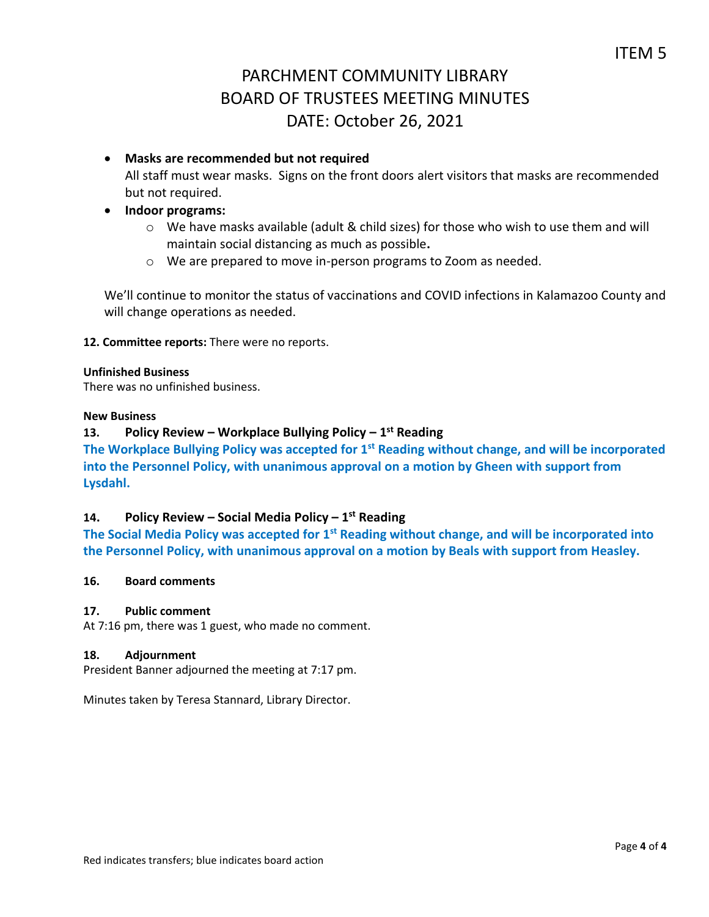ITEM 5

# PARCHMENT COMMUNITY LIBRARY
# BOARD OF TRUSTEES MEETING MINUTES
# DATE: October 26, 2021

- **Masks are recommended but not required**
  All staff must wear masks. Signs on the front doors alert visitors that masks are recommended but not required.
- **Indoor programs:**
  - We have masks available (adult & child sizes) for those who wish to use them and will maintain social distancing as much as possible**.**
  - We are prepared to move in-person programs to Zoom as needed.

We'll continue to monitor the status of vaccinations and COVID infections in Kalamazoo County and will change operations as needed.

**12. Committee reports:** There were no reports.

**Unfinished Business**
There was no unfinished business.

**New Business**

**13. Policy Review – Workplace Bullying Policy – 1st Reading**

**The Workplace Bullying Policy was accepted for 1st Reading without change, and will be incorporated into the Personnel Policy, with unanimous approval on a motion by Gheen with support from Lysdahl.**

**14. Policy Review – Social Media Policy – 1st Reading**

**The Social Media Policy was accepted for 1st Reading without change, and will be incorporated into the Personnel Policy, with unanimous approval on a motion by Beals with support from Heasley.**

**16. Board comments**

**17. Public comment**
At 7:16 pm, there was 1 guest, who made no comment.

**18. Adjournment**
President Banner adjourned the meeting at 7:17 pm.

Minutes taken by Teresa Stannard, Library Director.

Red indicates transfers; blue indicates board action